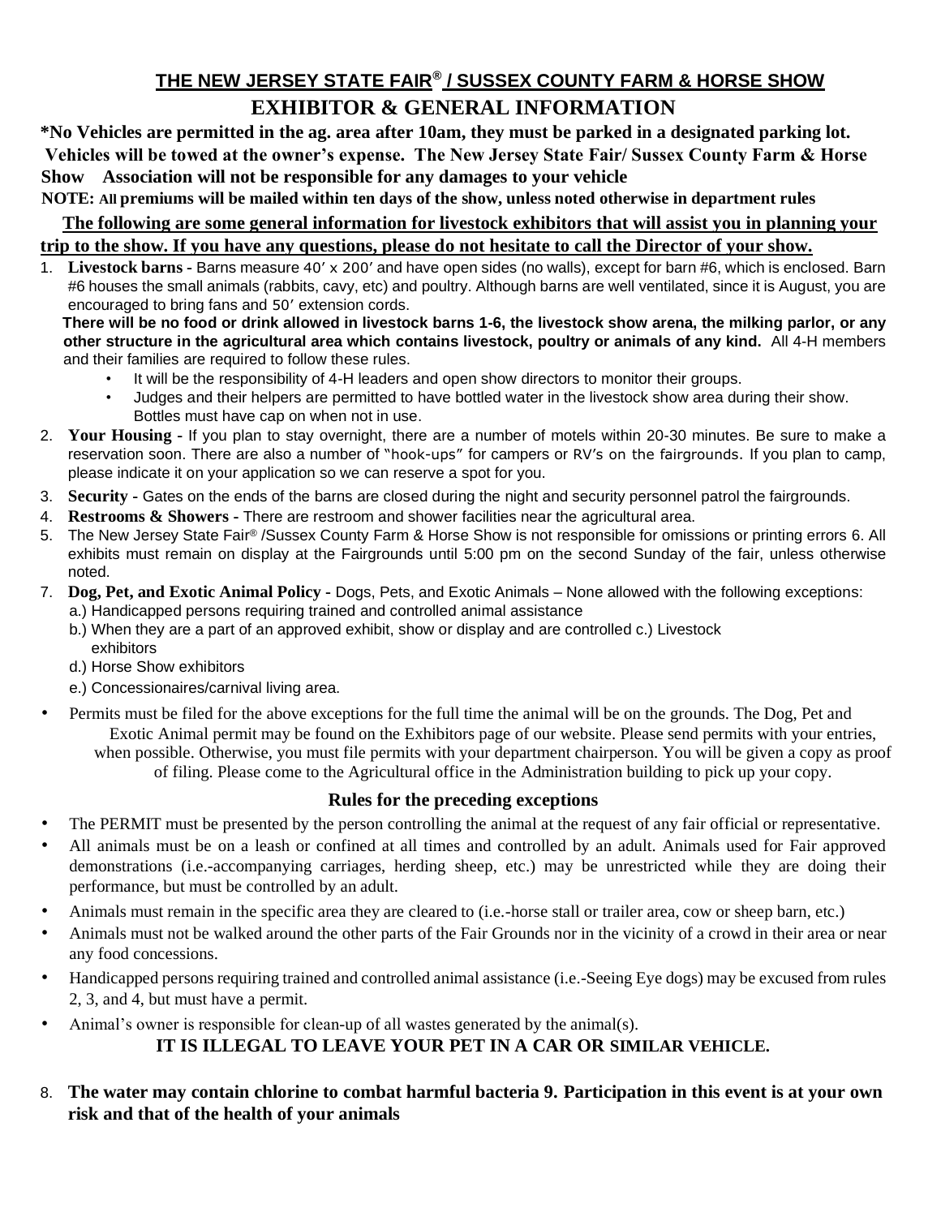## THE NEW JERSEY STATE FAIR® / SUSSEX COUNTY FARM & HORSE SHOW

# EXHIBITOR & GENERAL INFORMATION

**\*No Vehicles are permitted in the ag. area after 10am, they must be parked in a designated parking lot. Vehicles will be towed at the owner's expense. The New Jersey State Fair/ Sussex County Farm & Horse Show Association will not be responsible for any damages to your vehicle**

**NOTE: All premiums will be mailed within ten days of the show, unless noted otherwise in department rules**

**The following are some general information for livestock exhibitors that will assist you in planning your trip to the show. If you have any questions, please do not hesitate to call the Director of your show.**

1. **Livestock barns -** Barns measure 40′ x 200′ and have open sides (no walls), except for barn #6, which is enclosed. Barn #6 houses the small animals (rabbits, cavy, etc) and poultry. Although barns are well ventilated, since it is August, you are encouraged to bring fans and 50′ extension cords.

   **There will be no food or drink allowed in livestock barns 1-6, the livestock show arena, the milking parlor, or any other structure in the agricultural area which contains livestock, poultry or animals of any kind.** All 4-H members and their families are required to follow these rules.
   - It will be the responsibility of 4-H leaders and open show directors to monitor their groups.
   - Judges and their helpers are permitted to have bottled water in the livestock show area during their show. Bottles must have cap on when not in use.
2. **Your Housing -** If you plan to stay overnight, there are a number of motels within 20-30 minutes. Be sure to make a reservation soon. There are also a number of "hook-ups" for campers or RV's on the fairgrounds. If you plan to camp, please indicate it on your application so we can reserve a spot for you.
3. **Security -** Gates on the ends of the barns are closed during the night and security personnel patrol the fairgrounds.
4. **Restrooms & Showers -** There are restroom and shower facilities near the agricultural area.
5. The New Jersey State Fair® /Sussex County Farm & Horse Show is not responsible for omissions or printing errors 6. All exhibits must remain on display at the Fairgrounds until 5:00 pm on the second Sunday of the fair, unless otherwise noted.
7. **Dog, Pet, and Exotic Animal Policy -** Dogs, Pets, and Exotic Animals – None allowed with the following exceptions:
   a.) Handicapped persons requiring trained and controlled animal assistance
   b.) When they are a part of an approved exhibit, show or display and are controlled c.) Livestock exhibitors
   d.) Horse Show exhibitors
   e.) Concessionaires/carnival living area.

- Permits must be filed for the above exceptions for the full time the animal will be on the grounds. The Dog, Pet and Exotic Animal permit may be found on the Exhibitors page of our website. Please send permits with your entries, when possible. Otherwise, you must file permits with your department chairperson. You will be given a copy as proof of filing. Please come to the Agricultural office in the Administration building to pick up your copy.

### Rules for the preceding exceptions

- The PERMIT must be presented by the person controlling the animal at the request of any fair official or representative.
- All animals must be on a leash or confined at all times and controlled by an adult. Animals used for Fair approved demonstrations (i.e.-accompanying carriages, herding sheep, etc.) may be unrestricted while they are doing their performance, but must be controlled by an adult.
- Animals must remain in the specific area they are cleared to (i.e.-horse stall or trailer area, cow or sheep barn, etc.)
- Animals must not be walked around the other parts of the Fair Grounds nor in the vicinity of a crowd in their area or near any food concessions.
- Handicapped persons requiring trained and controlled animal assistance (i.e.-Seeing Eye dogs) may be excused from rules 2, 3, and 4, but must have a permit.
- Animal's owner is responsible for clean-up of all wastes generated by the animal(s).

**IT IS ILLEGAL TO LEAVE YOUR PET IN A CAR OR SIMILAR VEHICLE.**

8. **The water may contain chlorine to combat harmful bacteria 9. Participation in this event is at your own risk and that of the health of your animals**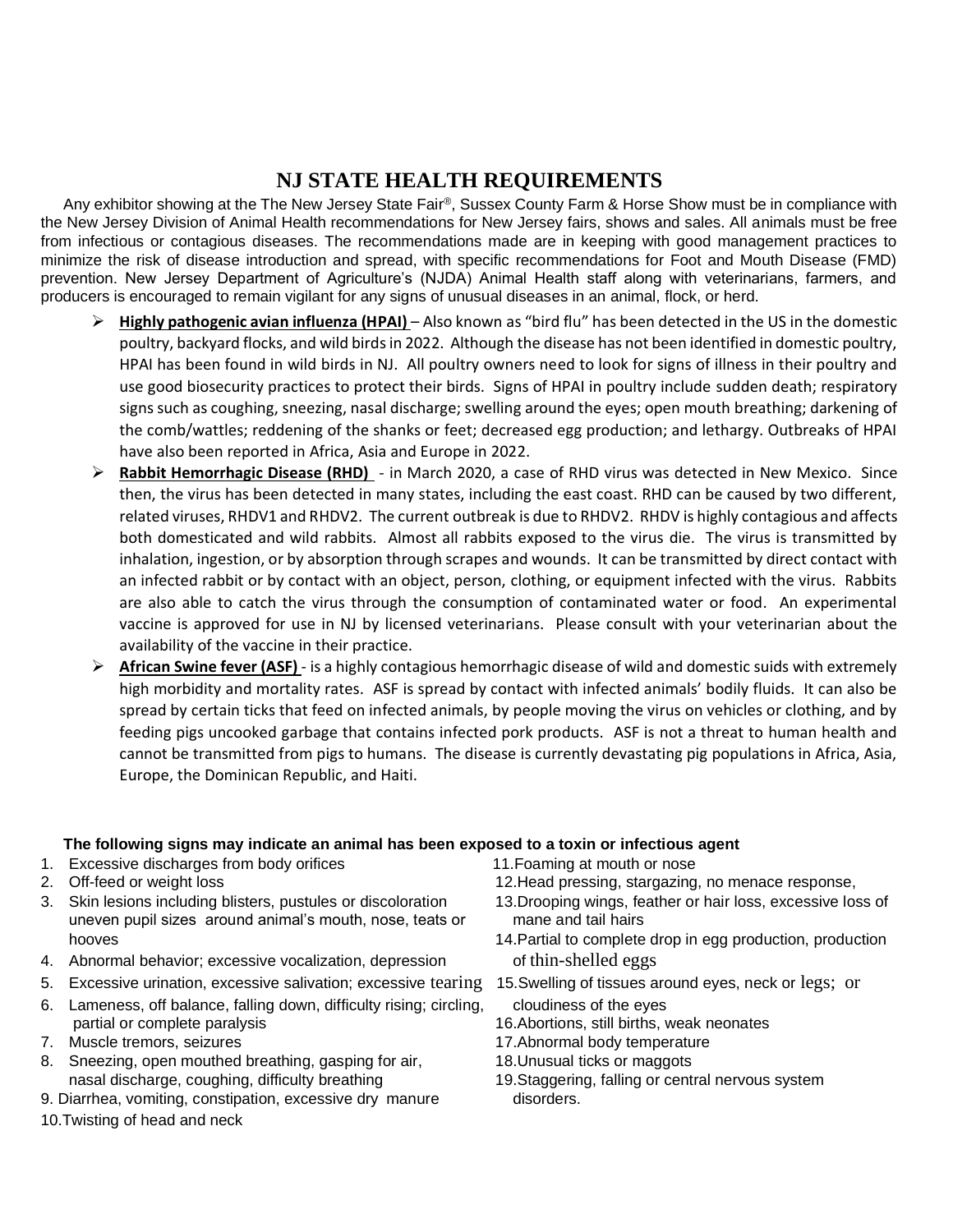# NJ STATE HEALTH REQUIREMENTS

Any exhibitor showing at the The New Jersey State Fair®, Sussex County Farm & Horse Show must be in compliance with the New Jersey Division of Animal Health recommendations for New Jersey fairs, shows and sales. All animals must be free from infectious or contagious diseases. The recommendations made are in keeping with good management practices to minimize the risk of disease introduction and spread, with specific recommendations for Foot and Mouth Disease (FMD) prevention. New Jersey Department of Agriculture's (NJDA) Animal Health staff along with veterinarians, farmers, and producers is encouraged to remain vigilant for any signs of unusual diseases in an animal, flock, or herd.

- **Highly pathogenic avian influenza (HPAI)** – Also known as "bird flu" has been detected in the US in the domestic poultry, backyard flocks, and wild birds in 2022. Although the disease has not been identified in domestic poultry, HPAI has been found in wild birds in NJ. All poultry owners need to look for signs of illness in their poultry and use good biosecurity practices to protect their birds. Signs of HPAI in poultry include sudden death; respiratory signs such as coughing, sneezing, nasal discharge; swelling around the eyes; open mouth breathing; darkening of the comb/wattles; reddening of the shanks or feet; decreased egg production; and lethargy. Outbreaks of HPAI have also been reported in Africa, Asia and Europe in 2022.
- **Rabbit Hemorrhagic Disease (RHD)** - in March 2020, a case of RHD virus was detected in New Mexico. Since then, the virus has been detected in many states, including the east coast. RHD can be caused by two different, related viruses, RHDV1 and RHDV2. The current outbreak is due to RHDV2. RHDV is highly contagious and affects both domesticated and wild rabbits. Almost all rabbits exposed to the virus die. The virus is transmitted by inhalation, ingestion, or by absorption through scrapes and wounds. It can be transmitted by direct contact with an infected rabbit or by contact with an object, person, clothing, or equipment infected with the virus. Rabbits are also able to catch the virus through the consumption of contaminated water or food. An experimental vaccine is approved for use in NJ by licensed veterinarians. Please consult with your veterinarian about the availability of the vaccine in their practice.
- **African Swine fever (ASF)** - is a highly contagious hemorrhagic disease of wild and domestic suids with extremely high morbidity and mortality rates. ASF is spread by contact with infected animals' bodily fluids. It can also be spread by certain ticks that feed on infected animals, by people moving the virus on vehicles or clothing, and by feeding pigs uncooked garbage that contains infected pork products. ASF is not a threat to human health and cannot be transmitted from pigs to humans. The disease is currently devastating pig populations in Africa, Asia, Europe, the Dominican Republic, and Haiti.

**The following signs may indicate an animal has been exposed to a toxin or infectious agent**

1. Excessive discharges from body orifices
2. Off-feed or weight loss
3. Skin lesions including blisters, pustules or discoloration uneven pupil sizes around animal's mouth, nose, teats or hooves
4. Abnormal behavior; excessive vocalization, depression
5. Excessive urination, excessive salivation; excessive tearing
6. Lameness, off balance, falling down, difficulty rising; circling, partial or complete paralysis
7. Muscle tremors, seizures
8. Sneezing, open mouthed breathing, gasping for air, nasal discharge, coughing, difficulty breathing
9. Diarrhea, vomiting, constipation, excessive dry manure
10. Twisting of head and neck
11. Foaming at mouth or nose
12. Head pressing, stargazing, no menace response,
13. Drooping wings, feather or hair loss, excessive loss of mane and tail hairs
14. Partial to complete drop in egg production, production of thin-shelled eggs
15. Swelling of tissues around eyes, neck or legs; or cloudiness of the eyes
16. Abortions, still births, weak neonates
17. Abnormal body temperature
18. Unusual ticks or maggots
19. Staggering, falling or central nervous system disorders.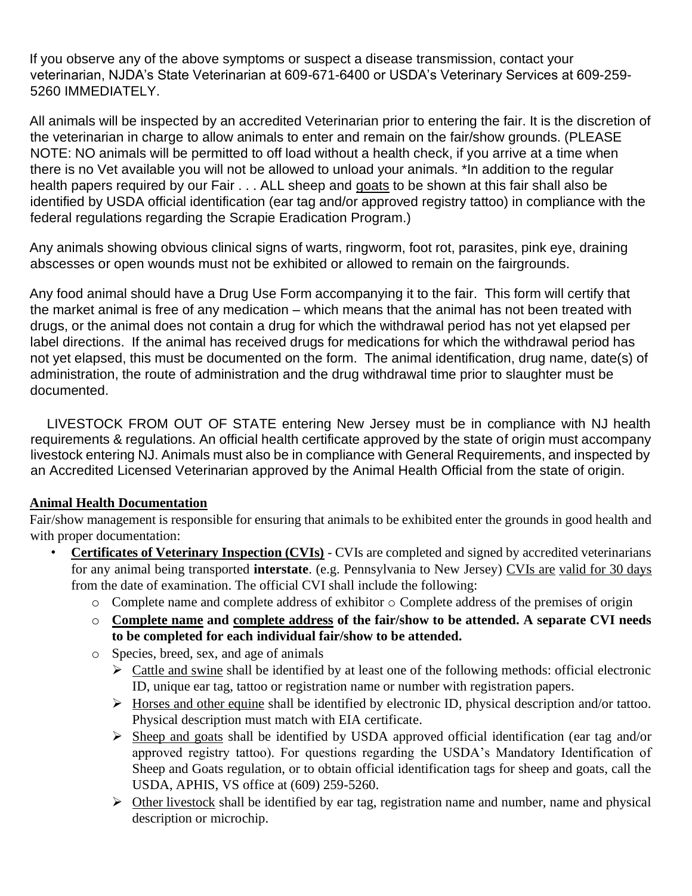If you observe any of the above symptoms or suspect a disease transmission, contact your veterinarian, NJDA's State Veterinarian at 609-671-6400 or USDA's Veterinary Services at 609-259-5260 IMMEDIATELY.

All animals will be inspected by an accredited Veterinarian prior to entering the fair. It is the discretion of the veterinarian in charge to allow animals to enter and remain on the fair/show grounds. (PLEASE NOTE: NO animals will be permitted to off load without a health check, if you arrive at a time when there is no Vet available you will not be allowed to unload your animals. *In addition to the regular health papers required by our Fair . . . ALL sheep and <u>goats</u> to be shown at this fair shall also be identified by USDA official identification (ear tag and/or approved registry tattoo) in compliance with the federal regulations regarding the Scrapie Eradication Program.)

Any animals showing obvious clinical signs of warts, ringworm, foot rot, parasites, pink eye, draining abscesses or open wounds must not be exhibited or allowed to remain on the fairgrounds.

Any food animal should have a Drug Use Form accompanying it to the fair. This form will certify that the market animal is free of any medication – which means that the animal has not been treated with drugs, or the animal does not contain a drug for which the withdrawal period has not yet elapsed per label directions. If the animal has received drugs for medications for which the withdrawal period has not yet elapsed, this must be documented on the form. The animal identification, drug name, date(s) of administration, the route of administration and the drug withdrawal time prior to slaughter must be documented.

LIVESTOCK FROM OUT OF STATE entering New Jersey must be in compliance with NJ health requirements & regulations. An official health certificate approved by the state of origin must accompany livestock entering NJ. Animals must also be in compliance with General Requirements, and inspected by an Accredited Licensed Veterinarian approved by the Animal Health Official from the state of origin.

**<u>Animal Health Documentation</u>**

Fair/show management is responsible for ensuring that animals to be exhibited enter the grounds in good health and with proper documentation:

- **<u>Certificates of Veterinary Inspection (CVIs)</u>** - CVIs are completed and signed by accredited veterinarians for any animal being transported **interstate**. (e.g. Pennsylvania to New Jersey) <u>CVIs are</u> <u>valid for 30 days</u> from the date of examination. The official CVI shall include the following:
  - Complete name and complete address of exhibitor
  - Complete address of the premises of origin
  - **<u>Complete name</u> and <u>complete address</u> of the fair/show to be attended. A separate CVI needs to be completed for each individual fair/show to be attended.**
  - Species, breed, sex, and age of animals
    - <u>Cattle and swine</u> shall be identified by at least one of the following methods: official electronic ID, unique ear tag, tattoo or registration name or number with registration papers.
    - <u>Horses and other equine</u> shall be identified by electronic ID, physical description and/or tattoo. Physical description must match with EIA certificate.
    - <u>Sheep and goats</u> shall be identified by USDA approved official identification (ear tag and/or approved registry tattoo). For questions regarding the USDA's Mandatory Identification of Sheep and Goats regulation, or to obtain official identification tags for sheep and goats, call the USDA, APHIS, VS office at (609) 259-5260.
    - <u>Other livestock</u> shall be identified by ear tag, registration name and number, name and physical description or microchip.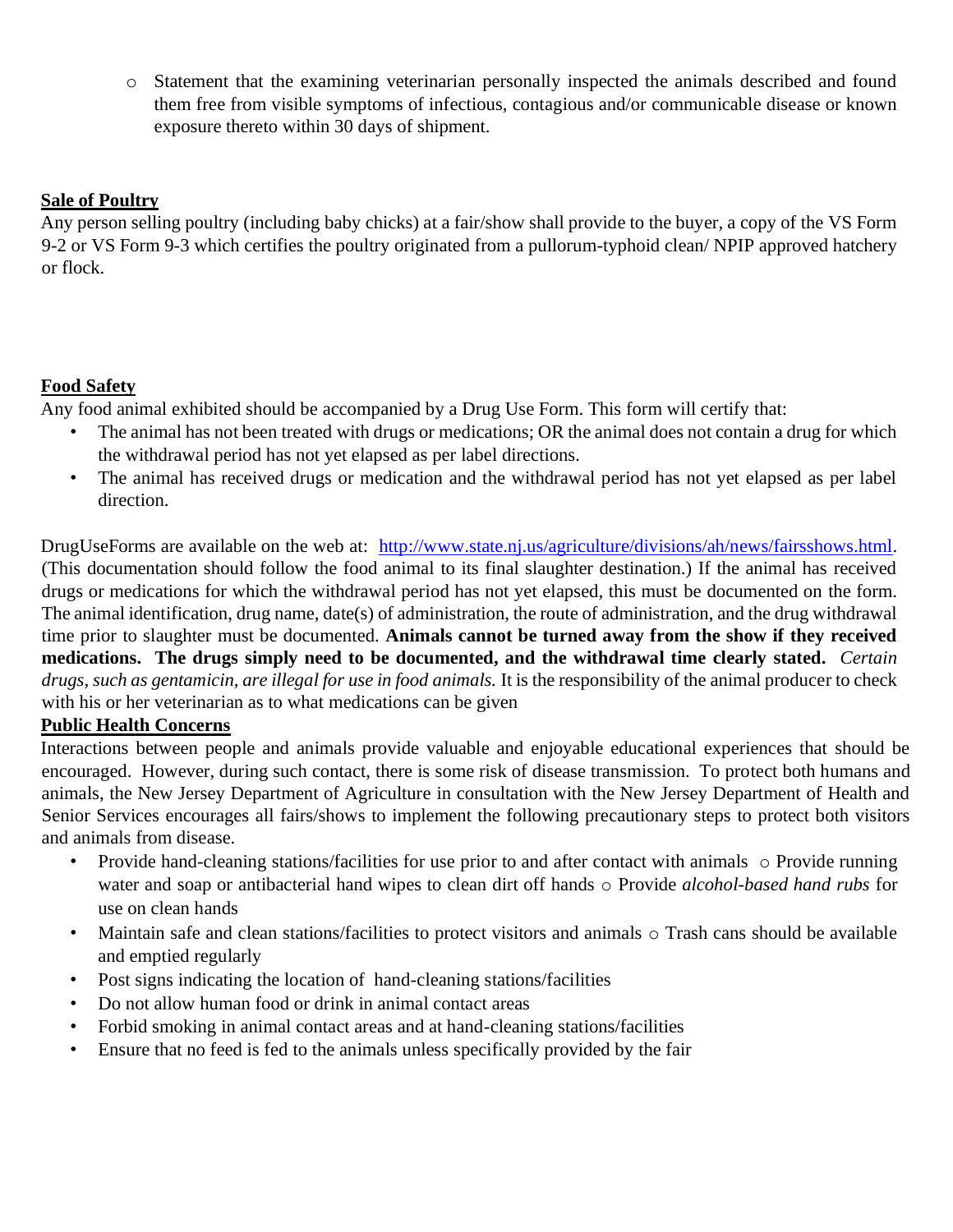- Statement that the examining veterinarian personally inspected the animals described and found them free from visible symptoms of infectious, contagious and/or communicable disease or known exposure thereto within 30 days of shipment.

**Sale of Poultry**

Any person selling poultry (including baby chicks) at a fair/show shall provide to the buyer, a copy of the VS Form 9-2 or VS Form 9-3 which certifies the poultry originated from a pullorum-typhoid clean/ NPIP approved hatchery or flock.

**Food Safety**

Any food animal exhibited should be accompanied by a Drug Use Form. This form will certify that:

- The animal has not been treated with drugs or medications; OR the animal does not contain a drug for which the withdrawal period has not yet elapsed as per label directions.
- The animal has received drugs or medication and the withdrawal period has not yet elapsed as per label direction.

DrugUseForms are available on the web at: [http://www.state.nj.us/agriculture/divisions/ah/news/fairsshows.html](http://www.state.nj.us/agriculture/divisions/ah/news/fairsshows.html). (This documentation should follow the food animal to its final slaughter destination.) If the animal has received drugs or medications for which the withdrawal period has not yet elapsed, this must be documented on the form. The animal identification, drug name, date(s) of administration, the route of administration, and the drug withdrawal time prior to slaughter must be documented. **Animals cannot be turned away from the show if they received medications. The drugs simply need to be documented, and the withdrawal time clearly stated.** *Certain drugs, such as gentamicin, are illegal for use in food animals.* It is the responsibility of the animal producer to check with his or her veterinarian as to what medications can be given

**Public Health Concerns**

Interactions between people and animals provide valuable and enjoyable educational experiences that should be encouraged. However, during such contact, there is some risk of disease transmission. To protect both humans and animals, the New Jersey Department of Agriculture in consultation with the New Jersey Department of Health and Senior Services encourages all fairs/shows to implement the following precautionary steps to protect both visitors and animals from disease.

- Provide hand-cleaning stations/facilities for use prior to and after contact with animals
  - Provide running water and soap or antibacterial hand wipes to clean dirt off hands
  - Provide *alcohol-based hand rubs* for use on clean hands
- Maintain safe and clean stations/facilities to protect visitors and animals
  - Trash cans should be available and emptied regularly
- Post signs indicating the location of hand-cleaning stations/facilities
- Do not allow human food or drink in animal contact areas
- Forbid smoking in animal contact areas and at hand-cleaning stations/facilities
- Ensure that no feed is fed to the animals unless specifically provided by the fair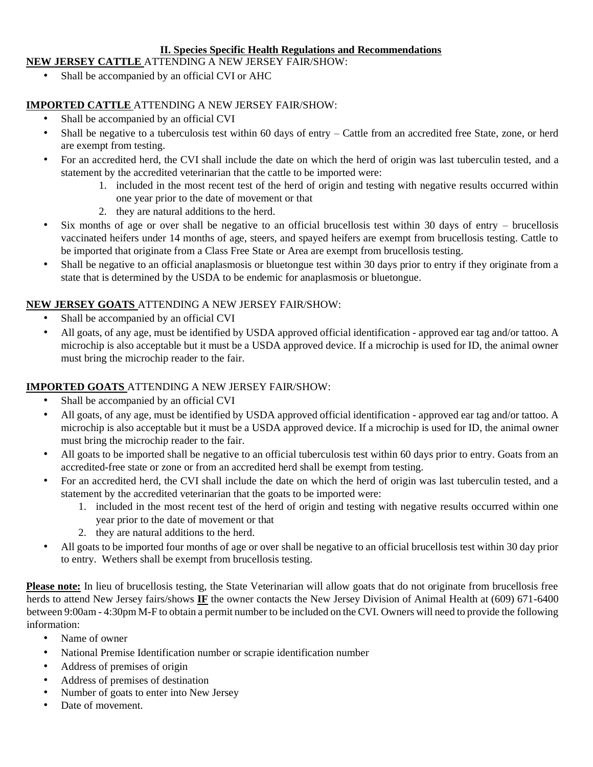## II. Species Specific Health Regulations and Recommendations

**NEW JERSEY CATTLE** ATTENDING A NEW JERSEY FAIR/SHOW:

- Shall be accompanied by an official CVI or AHC

**IMPORTED CATTLE** ATTENDING A NEW JERSEY FAIR/SHOW:

- Shall be accompanied by an official CVI
- Shall be negative to a tuberculosis test within 60 days of entry – Cattle from an accredited free State, zone, or herd are exempt from testing.
- For an accredited herd, the CVI shall include the date on which the herd of origin was last tuberculin tested, and a statement by the accredited veterinarian that the cattle to be imported were:
    1. included in the most recent test of the herd of origin and testing with negative results occurred within one year prior to the date of movement or that
    2. they are natural additions to the herd.
- Six months of age or over shall be negative to an official brucellosis test within 30 days of entry – brucellosis vaccinated heifers under 14 months of age, steers, and spayed heifers are exempt from brucellosis testing. Cattle to be imported that originate from a Class Free State or Area are exempt from brucellosis testing.
- Shall be negative to an official anaplasmosis or bluetongue test within 30 days prior to entry if they originate from a state that is determined by the USDA to be endemic for anaplasmosis or bluetongue.

**NEW JERSEY GOATS** ATTENDING A NEW JERSEY FAIR/SHOW:

- Shall be accompanied by an official CVI
- All goats, of any age, must be identified by USDA approved official identification - approved ear tag and/or tattoo. A microchip is also acceptable but it must be a USDA approved device. If a microchip is used for ID, the animal owner must bring the microchip reader to the fair.

**IMPORTED GOATS** ATTENDING A NEW JERSEY FAIR/SHOW:

- Shall be accompanied by an official CVI
- All goats, of any age, must be identified by USDA approved official identification - approved ear tag and/or tattoo. A microchip is also acceptable but it must be a USDA approved device. If a microchip is used for ID, the animal owner must bring the microchip reader to the fair.
- All goats to be imported shall be negative to an official tuberculosis test within 60 days prior to entry. Goats from an accredited-free state or zone or from an accredited herd shall be exempt from testing.
- For an accredited herd, the CVI shall include the date on which the herd of origin was last tuberculin tested, and a statement by the accredited veterinarian that the goats to be imported were:
    1. included in the most recent test of the herd of origin and testing with negative results occurred within one year prior to the date of movement or that
    2. they are natural additions to the herd.
- All goats to be imported four months of age or over shall be negative to an official brucellosis test within 30 day prior to entry. Wethers shall be exempt from brucellosis testing.

**Please note:** In lieu of brucellosis testing, the State Veterinarian will allow goats that do not originate from brucellosis free herds to attend New Jersey fairs/shows **IF** the owner contacts the New Jersey Division of Animal Health at (609) 671-6400 between 9:00am - 4:30pm M-F to obtain a permit number to be included on the CVI. Owners will need to provide the following information:

- Name of owner
- National Premise Identification number or scrapie identification number
- Address of premises of origin
- Address of premises of destination
- Number of goats to enter into New Jersey
- Date of movement.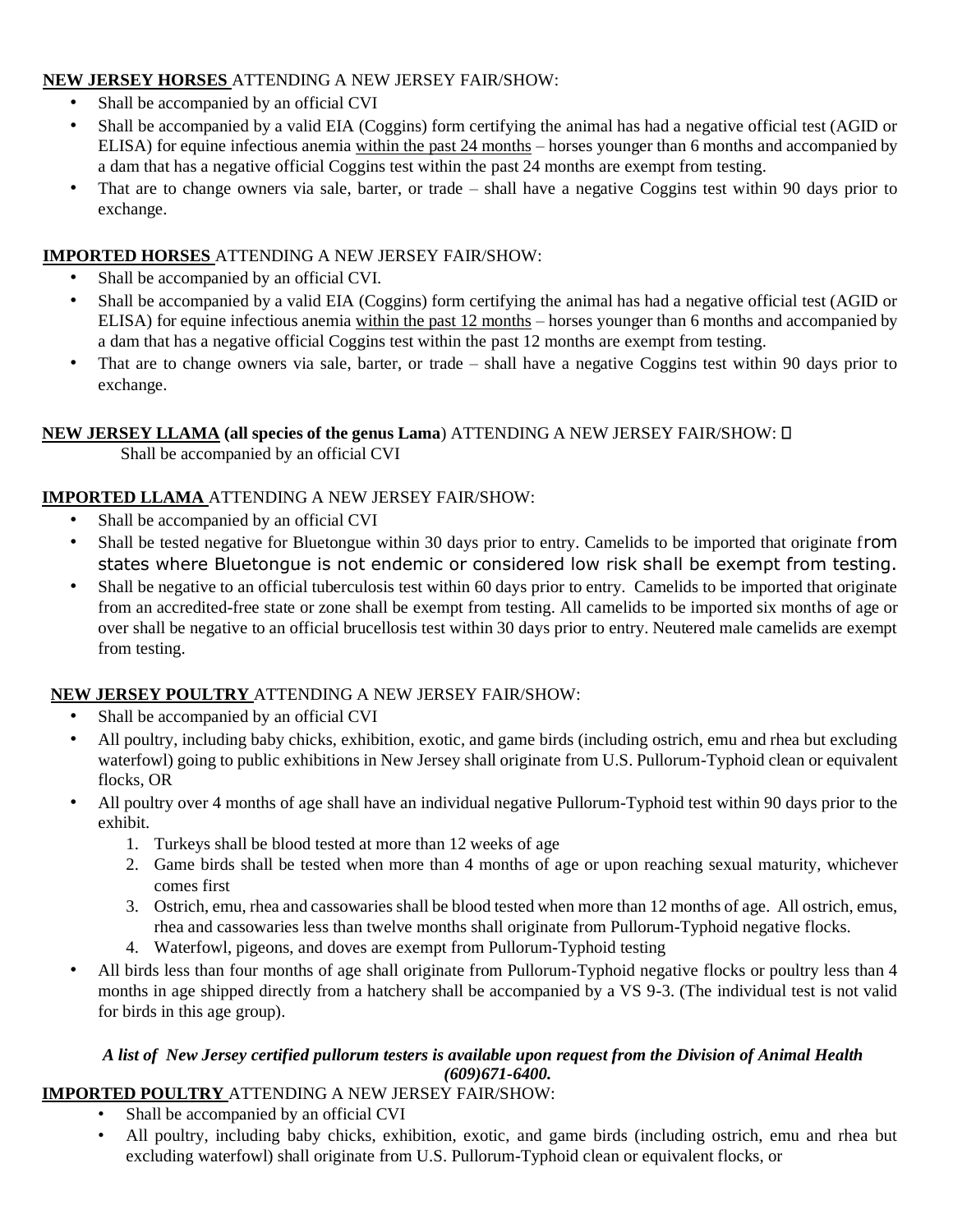**NEW JERSEY HORSES** ATTENDING A NEW JERSEY FAIR/SHOW:

- Shall be accompanied by an official CVI
- Shall be accompanied by a valid EIA (Coggins) form certifying the animal has had a negative official test (AGID or ELISA) for equine infectious anemia within the past 24 months – horses younger than 6 months and accompanied by a dam that has a negative official Coggins test within the past 24 months are exempt from testing.
- That are to change owners via sale, barter, or trade – shall have a negative Coggins test within 90 days prior to exchange.

**IMPORTED HORSES** ATTENDING A NEW JERSEY FAIR/SHOW:

- Shall be accompanied by an official CVI.
- Shall be accompanied by a valid EIA (Coggins) form certifying the animal has had a negative official test (AGID or ELISA) for equine infectious anemia within the past 12 months – horses younger than 6 months and accompanied by a dam that has a negative official Coggins test within the past 12 months are exempt from testing.
- That are to change owners via sale, barter, or trade – shall have a negative Coggins test within 90 days prior to exchange.

**NEW JERSEY LLAMA (all species of the genus Lama**) ATTENDING A NEW JERSEY FAIR/SHOW: 
Shall be accompanied by an official CVI

**IMPORTED LLAMA** ATTENDING A NEW JERSEY FAIR/SHOW:

- Shall be accompanied by an official CVI
- Shall be tested negative for Bluetongue within 30 days prior to entry. Camelids to be imported that originate from states where Bluetongue is not endemic or considered low risk shall be exempt from testing.
- Shall be negative to an official tuberculosis test within 60 days prior to entry. Camelids to be imported that originate from an accredited-free state or zone shall be exempt from testing. All camelids to be imported six months of age or over shall be negative to an official brucellosis test within 30 days prior to entry. Neutered male camelids are exempt from testing.

**NEW JERSEY POULTRY** ATTENDING A NEW JERSEY FAIR/SHOW:

- Shall be accompanied by an official CVI
- All poultry, including baby chicks, exhibition, exotic, and game birds (including ostrich, emu and rhea but excluding waterfowl) going to public exhibitions in New Jersey shall originate from U.S. Pullorum-Typhoid clean or equivalent flocks, OR
- All poultry over 4 months of age shall have an individual negative Pullorum-Typhoid test within 90 days prior to the exhibit.
  1. Turkeys shall be blood tested at more than 12 weeks of age
  2. Game birds shall be tested when more than 4 months of age or upon reaching sexual maturity, whichever comes first
  3. Ostrich, emu, rhea and cassowaries shall be blood tested when more than 12 months of age. All ostrich, emus, rhea and cassowaries less than twelve months shall originate from Pullorum-Typhoid negative flocks.
  4. Waterfowl, pigeons, and doves are exempt from Pullorum-Typhoid testing
- All birds less than four months of age shall originate from Pullorum-Typhoid negative flocks or poultry less than 4 months in age shipped directly from a hatchery shall be accompanied by a VS 9-3. (The individual test is not valid for birds in this age group).

***A list of New Jersey certified pullorum testers is available upon request from the Division of Animal Health (609)671-6400.***

**IMPORTED POULTRY** ATTENDING A NEW JERSEY FAIR/SHOW:

- Shall be accompanied by an official CVI
- All poultry, including baby chicks, exhibition, exotic, and game birds (including ostrich, emu and rhea but excluding waterfowl) shall originate from U.S. Pullorum-Typhoid clean or equivalent flocks, or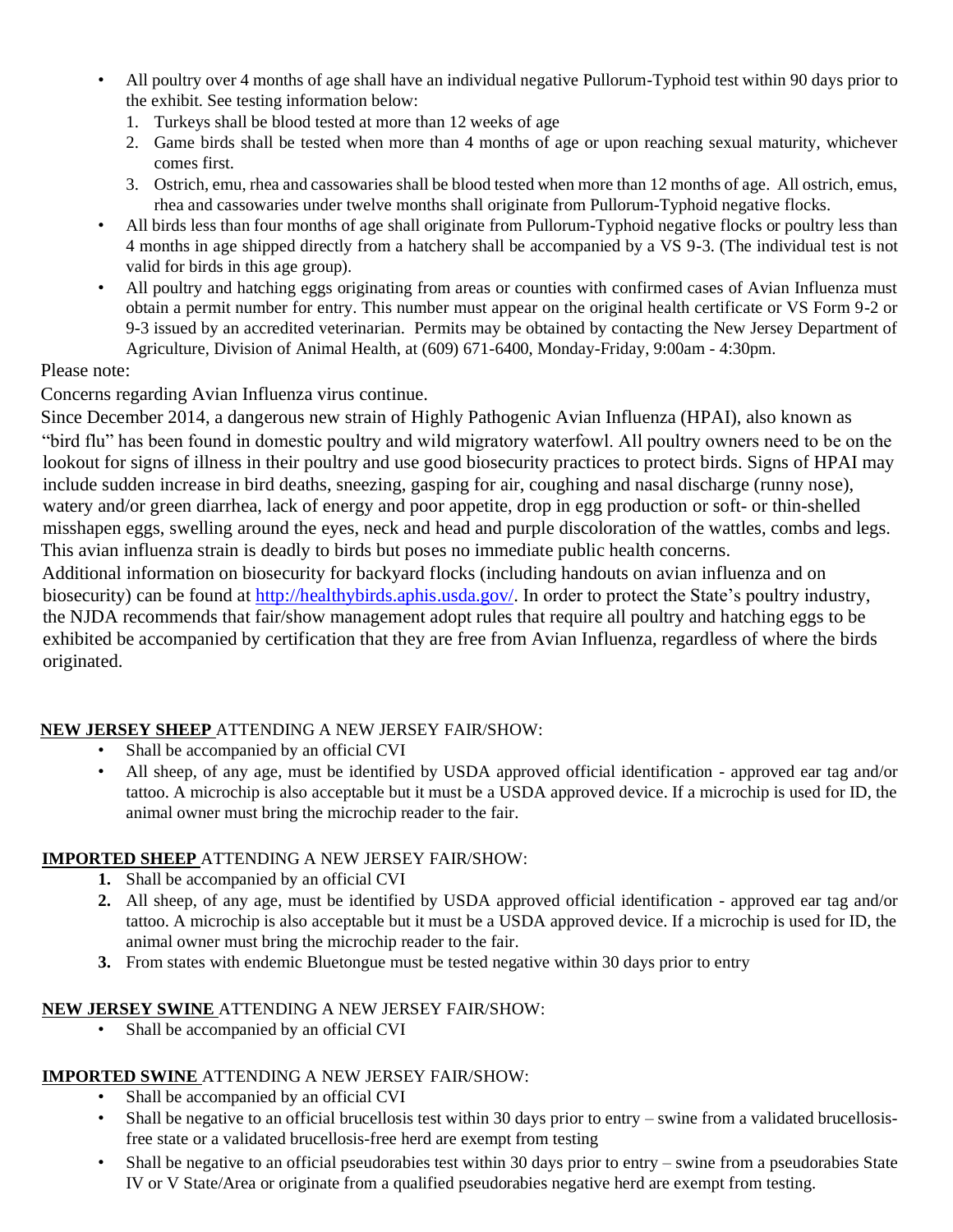- All poultry over 4 months of age shall have an individual negative Pullorum-Typhoid test within 90 days prior to the exhibit. See testing information below:
  1. Turkeys shall be blood tested at more than 12 weeks of age
  2. Game birds shall be tested when more than 4 months of age or upon reaching sexual maturity, whichever comes first.
  3. Ostrich, emu, rhea and cassowaries shall be blood tested when more than 12 months of age. All ostrich, emus, rhea and cassowaries under twelve months shall originate from Pullorum-Typhoid negative flocks.
- All birds less than four months of age shall originate from Pullorum-Typhoid negative flocks or poultry less than 4 months in age shipped directly from a hatchery shall be accompanied by a VS 9-3. (The individual test is not valid for birds in this age group).
- All poultry and hatching eggs originating from areas or counties with confirmed cases of Avian Influenza must obtain a permit number for entry. This number must appear on the original health certificate or VS Form 9-2 or 9-3 issued by an accredited veterinarian. Permits may be obtained by contacting the New Jersey Department of Agriculture, Division of Animal Health, at (609) 671-6400, Monday-Friday, 9:00am - 4:30pm.

Please note:

Concerns regarding Avian Influenza virus continue.

Since December 2014, a dangerous new strain of Highly Pathogenic Avian Influenza (HPAI), also known as "bird flu" has been found in domestic poultry and wild migratory waterfowl. All poultry owners need to be on the lookout for signs of illness in their poultry and use good biosecurity practices to protect birds. Signs of HPAI may include sudden increase in bird deaths, sneezing, gasping for air, coughing and nasal discharge (runny nose), watery and/or green diarrhea, lack of energy and poor appetite, drop in egg production or soft- or thin-shelled misshapen eggs, swelling around the eyes, neck and head and purple discoloration of the wattles, combs and legs. This avian influenza strain is deadly to birds but poses no immediate public health concerns.

Additional information on biosecurity for backyard flocks (including handouts on avian influenza and on biosecurity) can be found at http://healthybirds.aphis.usda.gov/. In order to protect the State's poultry industry, the NJDA recommends that fair/show management adopt rules that require all poultry and hatching eggs to be exhibited be accompanied by certification that they are free from Avian Influenza, regardless of where the birds originated.

**NEW JERSEY SHEEP** ATTENDING A NEW JERSEY FAIR/SHOW:

- Shall be accompanied by an official CVI
- All sheep, of any age, must be identified by USDA approved official identification - approved ear tag and/or tattoo. A microchip is also acceptable but it must be a USDA approved device. If a microchip is used for ID, the animal owner must bring the microchip reader to the fair.

**IMPORTED SHEEP** ATTENDING A NEW JERSEY FAIR/SHOW:

1. Shall be accompanied by an official CVI
2. All sheep, of any age, must be identified by USDA approved official identification - approved ear tag and/or tattoo. A microchip is also acceptable but it must be a USDA approved device. If a microchip is used for ID, the animal owner must bring the microchip reader to the fair.
3. From states with endemic Bluetongue must be tested negative within 30 days prior to entry

**NEW JERSEY SWINE** ATTENDING A NEW JERSEY FAIR/SHOW:

- Shall be accompanied by an official CVI

**IMPORTED SWINE** ATTENDING A NEW JERSEY FAIR/SHOW:

- Shall be accompanied by an official CVI
- Shall be negative to an official brucellosis test within 30 days prior to entry – swine from a validated brucellosis-free state or a validated brucellosis-free herd are exempt from testing
- Shall be negative to an official pseudorabies test within 30 days prior to entry – swine from a pseudorabies State IV or V State/Area or originate from a qualified pseudorabies negative herd are exempt from testing.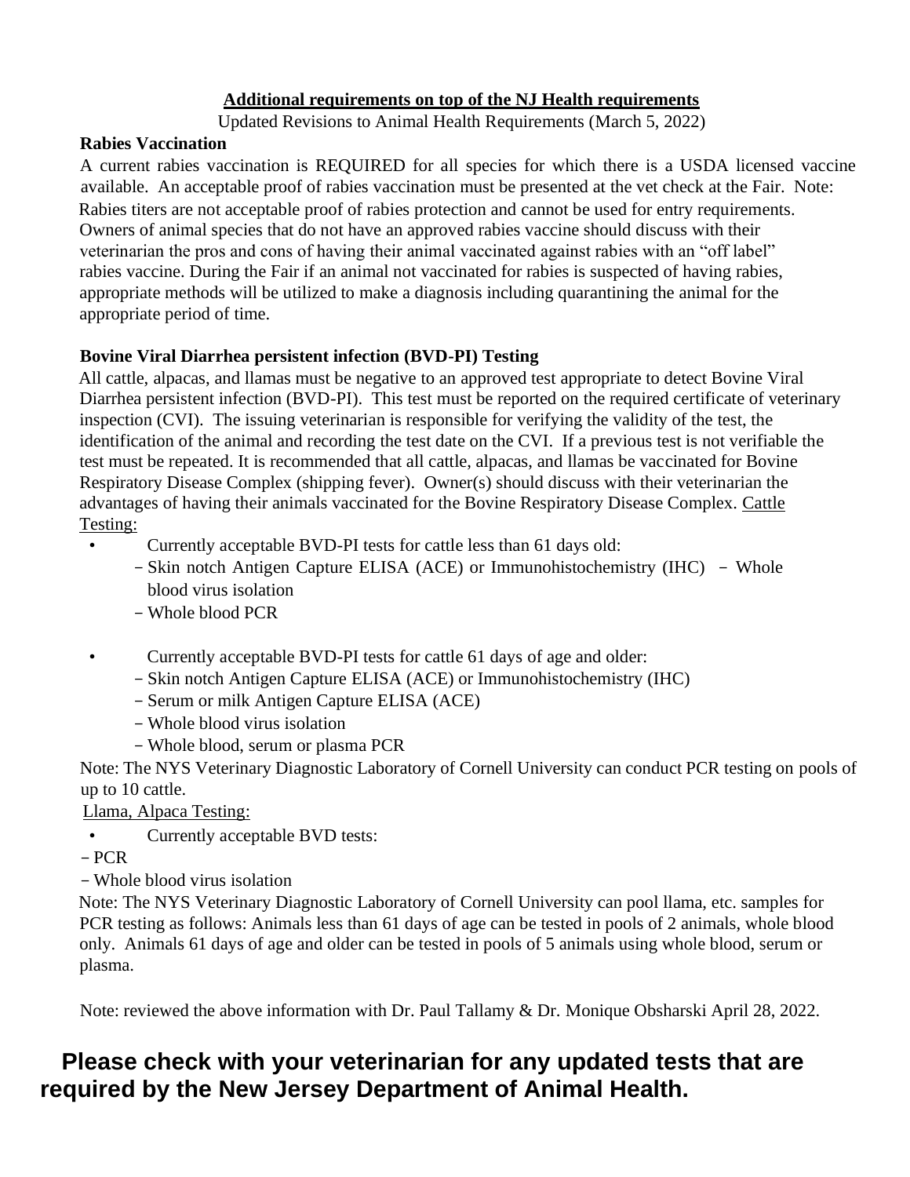**Additional requirements on top of the NJ Health requirements**

Updated Revisions to Animal Health Requirements (March 5, 2022)

**Rabies Vaccination**

A current rabies vaccination is REQUIRED for all species for which there is a USDA licensed vaccine available. An acceptable proof of rabies vaccination must be presented at the vet check at the Fair. Note: Rabies titers are not acceptable proof of rabies protection and cannot be used for entry requirements. Owners of animal species that do not have an approved rabies vaccine should discuss with their veterinarian the pros and cons of having their animal vaccinated against rabies with an "off label" rabies vaccine. During the Fair if an animal not vaccinated for rabies is suspected of having rabies, appropriate methods will be utilized to make a diagnosis including quarantining the animal for the appropriate period of time.

**Bovine Viral Diarrhea persistent infection (BVD-PI) Testing**

All cattle, alpacas, and llamas must be negative to an approved test appropriate to detect Bovine Viral Diarrhea persistent infection (BVD-PI). This test must be reported on the required certificate of veterinary inspection (CVI). The issuing veterinarian is responsible for verifying the validity of the test, the identification of the animal and recording the test date on the CVI. If a previous test is not verifiable the test must be repeated. It is recommended that all cattle, alpacas, and llamas be vaccinated for Bovine Respiratory Disease Complex (shipping fever). Owner(s) should discuss with their veterinarian the advantages of having their animals vaccinated for the Bovine Respiratory Disease Complex. Cattle Testing:

- Currently acceptable BVD-PI tests for cattle less than 61 days old:
  - Skin notch Antigen Capture ELISA (ACE) or Immunohistochemistry (IHC)
  - Whole blood virus isolation
  - Whole blood PCR

- Currently acceptable BVD-PI tests for cattle 61 days of age and older:
  - Skin notch Antigen Capture ELISA (ACE) or Immunohistochemistry (IHC)
  - Serum or milk Antigen Capture ELISA (ACE)
  - Whole blood virus isolation
  - Whole blood, serum or plasma PCR

Note: The NYS Veterinary Diagnostic Laboratory of Cornell University can conduct PCR testing on pools of up to 10 cattle.

Llama, Alpaca Testing:

- Currently acceptable BVD tests:

- PCR
- Whole blood virus isolation

Note: The NYS Veterinary Diagnostic Laboratory of Cornell University can pool llama, etc. samples for PCR testing as follows: Animals less than 61 days of age can be tested in pools of 2 animals, whole blood only. Animals 61 days of age and older can be tested in pools of 5 animals using whole blood, serum or plasma.

Note: reviewed the above information with Dr. Paul Tallamy & Dr. Monique Obsharski April 28, 2022.

**Please check with your veterinarian for any updated tests that are required by the New Jersey Department of Animal Health.**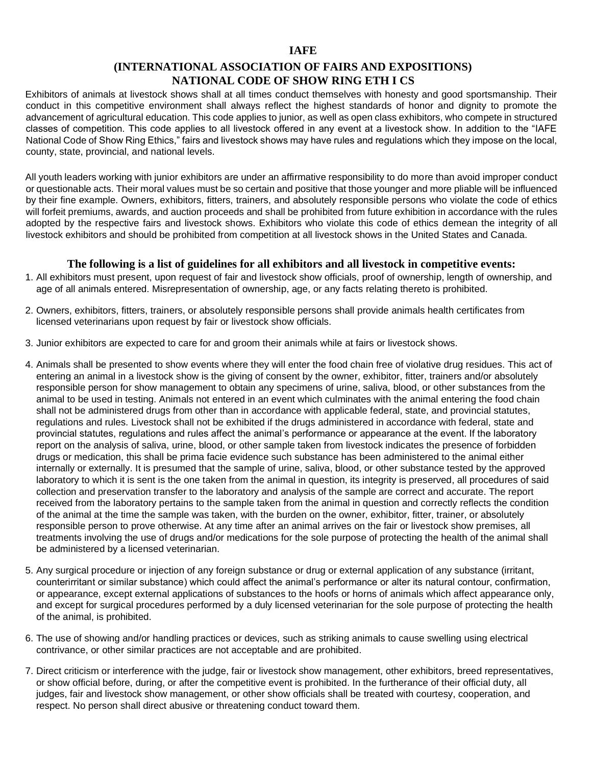# IAFE

## (INTERNATIONAL ASSOCIATION OF FAIRS AND EXPOSITIONS) NATIONAL CODE OF SHOW RING ETH I CS

Exhibitors of animals at livestock shows shall at all times conduct themselves with honesty and good sportsmanship. Their conduct in this competitive environment shall always reflect the highest standards of honor and dignity to promote the advancement of agricultural education. This code applies to junior, as well as open class exhibitors, who compete in structured classes of competition. This code applies to all livestock offered in any event at a livestock show. In addition to the "IAFE National Code of Show Ring Ethics," fairs and livestock shows may have rules and regulations which they impose on the local, county, state, provincial, and national levels.

All youth leaders working with junior exhibitors are under an affirmative responsibility to do more than avoid improper conduct or questionable acts. Their moral values must be so certain and positive that those younger and more pliable will be influenced by their fine example. Owners, exhibitors, fitters, trainers, and absolutely responsible persons who violate the code of ethics will forfeit premiums, awards, and auction proceeds and shall be prohibited from future exhibition in accordance with the rules adopted by the respective fairs and livestock shows. Exhibitors who violate this code of ethics demean the integrity of all livestock exhibitors and should be prohibited from competition at all livestock shows in the United States and Canada.

### The following is a list of guidelines for all exhibitors and all livestock in competitive events:

1. All exhibitors must present, upon request of fair and livestock show officials, proof of ownership, length of ownership, and age of all animals entered. Misrepresentation of ownership, age, or any facts relating thereto is prohibited.

2. Owners, exhibitors, fitters, trainers, or absolutely responsible persons shall provide animals health certificates from licensed veterinarians upon request by fair or livestock show officials.

3. Junior exhibitors are expected to care for and groom their animals while at fairs or livestock shows.

4. Animals shall be presented to show events where they will enter the food chain free of violative drug residues. This act of entering an animal in a livestock show is the giving of consent by the owner, exhibitor, fitter, trainers and/or absolutely responsible person for show management to obtain any specimens of urine, saliva, blood, or other substances from the animal to be used in testing. Animals not entered in an event which culminates with the animal entering the food chain shall not be administered drugs from other than in accordance with applicable federal, state, and provincial statutes, regulations and rules. Livestock shall not be exhibited if the drugs administered in accordance with federal, state and provincial statutes, regulations and rules affect the animal's performance or appearance at the event. If the laboratory report on the analysis of saliva, urine, blood, or other sample taken from livestock indicates the presence of forbidden drugs or medication, this shall be prima facie evidence such substance has been administered to the animal either internally or externally. It is presumed that the sample of urine, saliva, blood, or other substance tested by the approved laboratory to which it is sent is the one taken from the animal in question, its integrity is preserved, all procedures of said collection and preservation transfer to the laboratory and analysis of the sample are correct and accurate. The report received from the laboratory pertains to the sample taken from the animal in question and correctly reflects the condition of the animal at the time the sample was taken, with the burden on the owner, exhibitor, fitter, trainer, or absolutely responsible person to prove otherwise. At any time after an animal arrives on the fair or livestock show premises, all treatments involving the use of drugs and/or medications for the sole purpose of protecting the health of the animal shall be administered by a licensed veterinarian.

5. Any surgical procedure or injection of any foreign substance or drug or external application of any substance (irritant, counterirritant or similar substance) which could affect the animal's performance or alter its natural contour, confirmation, or appearance, except external applications of substances to the hoofs or horns of animals which affect appearance only, and except for surgical procedures performed by a duly licensed veterinarian for the sole purpose of protecting the health of the animal, is prohibited.

6. The use of showing and/or handling practices or devices, such as striking animals to cause swelling using electrical contrivance, or other similar practices are not acceptable and are prohibited.

7. Direct criticism or interference with the judge, fair or livestock show management, other exhibitors, breed representatives, or show official before, during, or after the competitive event is prohibited. In the furtherance of their official duty, all judges, fair and livestock show management, or other show officials shall be treated with courtesy, cooperation, and respect. No person shall direct abusive or threatening conduct toward them.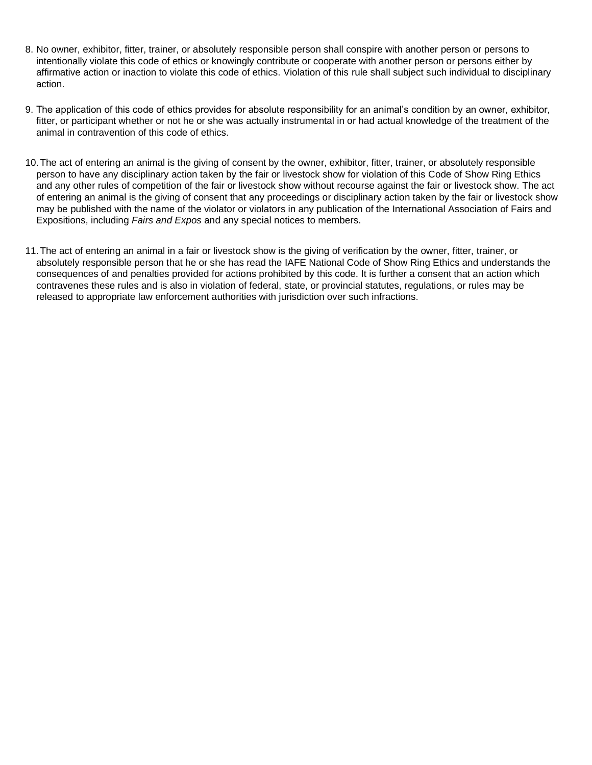8. No owner, exhibitor, fitter, trainer, or absolutely responsible person shall conspire with another person or persons to intentionally violate this code of ethics or knowingly contribute or cooperate with another person or persons either by affirmative action or inaction to violate this code of ethics. Violation of this rule shall subject such individual to disciplinary action.

9. The application of this code of ethics provides for absolute responsibility for an animal's condition by an owner, exhibitor, fitter, or participant whether or not he or she was actually instrumental in or had actual knowledge of the treatment of the animal in contravention of this code of ethics.

10. The act of entering an animal is the giving of consent by the owner, exhibitor, fitter, trainer, or absolutely responsible person to have any disciplinary action taken by the fair or livestock show for violation of this Code of Show Ring Ethics and any other rules of competition of the fair or livestock show without recourse against the fair or livestock show. The act of entering an animal is the giving of consent that any proceedings or disciplinary action taken by the fair or livestock show may be published with the name of the violator or violators in any publication of the International Association of Fairs and Expositions, including *Fairs and Expos* and any special notices to members.

11. The act of entering an animal in a fair or livestock show is the giving of verification by the owner, fitter, trainer, or absolutely responsible person that he or she has read the IAFE National Code of Show Ring Ethics and understands the consequences of and penalties provided for actions prohibited by this code. It is further a consent that an action which contravenes these rules and is also in violation of federal, state, or provincial statutes, regulations, or rules may be released to appropriate law enforcement authorities with jurisdiction over such infractions.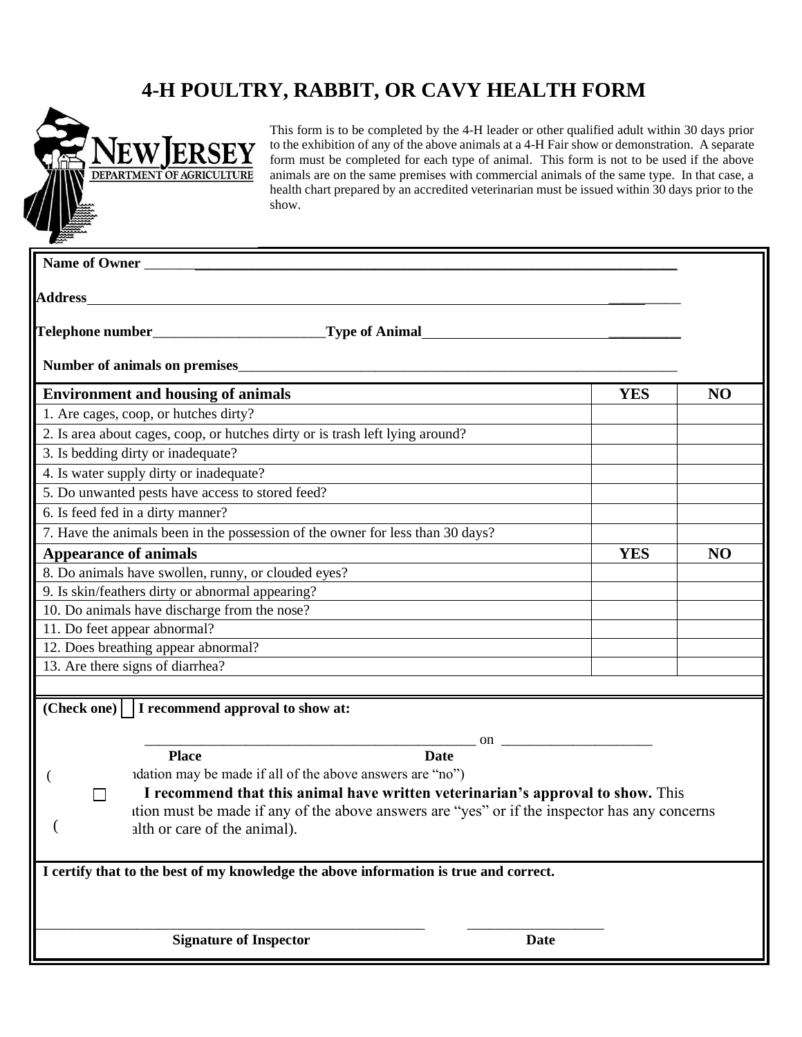# 4-H POULTRY, RABBIT, OR CAVY HEALTH FORM

NEW JERSEY DEPARTMENT OF AGRICULTURE

This form is to be completed by the 4-H leader or other qualified adult within 30 days prior to the exhibition of any of the above animals at a 4-H Fair show or demonstration. A separate form must be completed for each type of animal. This form is not to be used if the above animals are on the same premises with commercial animals of the same type. In that case, a health chart prepared by an accredited veterinarian must be issued within 30 days prior to the show.

**Name of Owner** ______________________________

**Address** ______________________________

**Telephone number** ______________________ **Type of Animal** ______________________

**Number of animals on premises** ______________________________

| Environment and housing of animals | YES | NO |
|---|---|---|
| 1. Are cages, coop, or hutches dirty? | | |
| 2. Is area about cages, coop, or hutches dirty or is trash left lying around? | | |
| 3. Is bedding dirty or inadequate? | | |
| 4. Is water supply dirty or inadequate? | | |
| 5. Do unwanted pests have access to stored feed? | | |
| 6. Is feed fed in a dirty manner? | | |
| 7. Have the animals been in the possession of the owner for less than 30 days? | | |
| **Appearance of animals** | **YES** | **NO** |
| 8. Do animals have swollen, runny, or clouded eyes? | | |
| 9. Is skin/feathers dirty or abnormal appearing? | | |
| 10. Do animals have discharge from the nose? | | |
| 11. Do feet appear abnormal? | | |
| 12. Does breathing appear abnormal? | | |
| 13. Are there signs of diarrhea? | | |

**(Check one)** ☐ **I recommend approval to show at:**

______________________________ on ______________________

**Place** **Date**

( ndation may be made if all of the above answers are "no")

☐ **I recommend that this animal have written veterinarian's approval to show.** This ation must be made if any of the above answers are "yes" or if the inspector has any concerns ( alth or care of the animal).

**I certify that to the best of my knowledge the above information is true and correct.**

______________________________ ______________________

**Signature of Inspector** **Date**